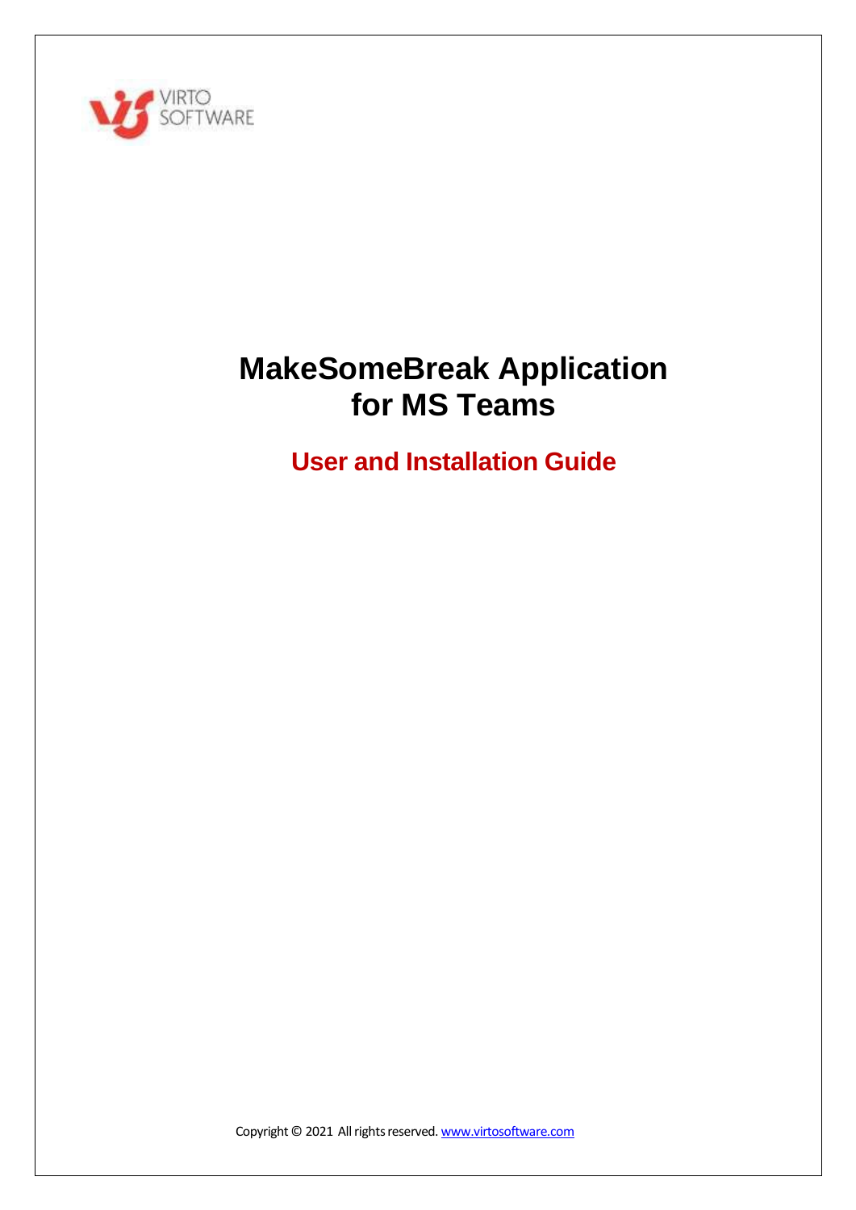VIRTO SOFTWARE

# MakeSomeBreak Application for MS Teams

## User and Installation Guide

Copyright © 2021 All rights reserved. [www.virtosoftware.com](www.virtosoftware.com)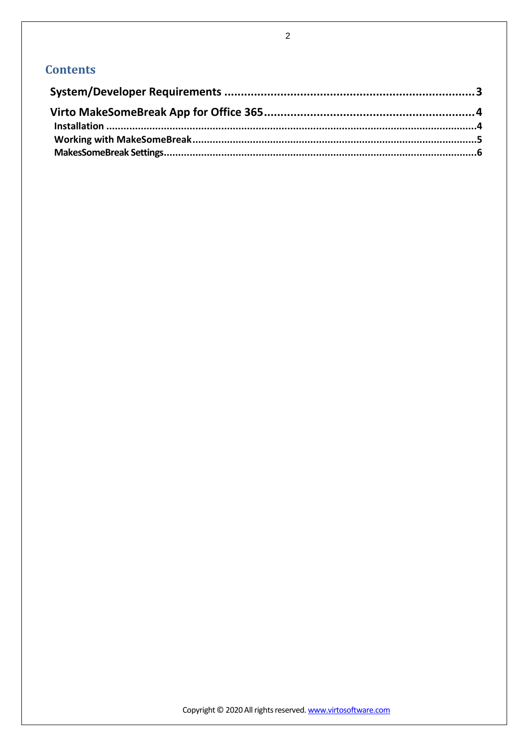# Contents

**System/Developer Requirements ........................................................................ 3**

**Virto MakeSomeBreak App for Office 365 ............................................................. 4**

**Installation ........................................................................................................... 4**

**Working with MakeSomeBreak ............................................................................. 5**

**MakesSomeBreak Settings ..................................................................................... 6**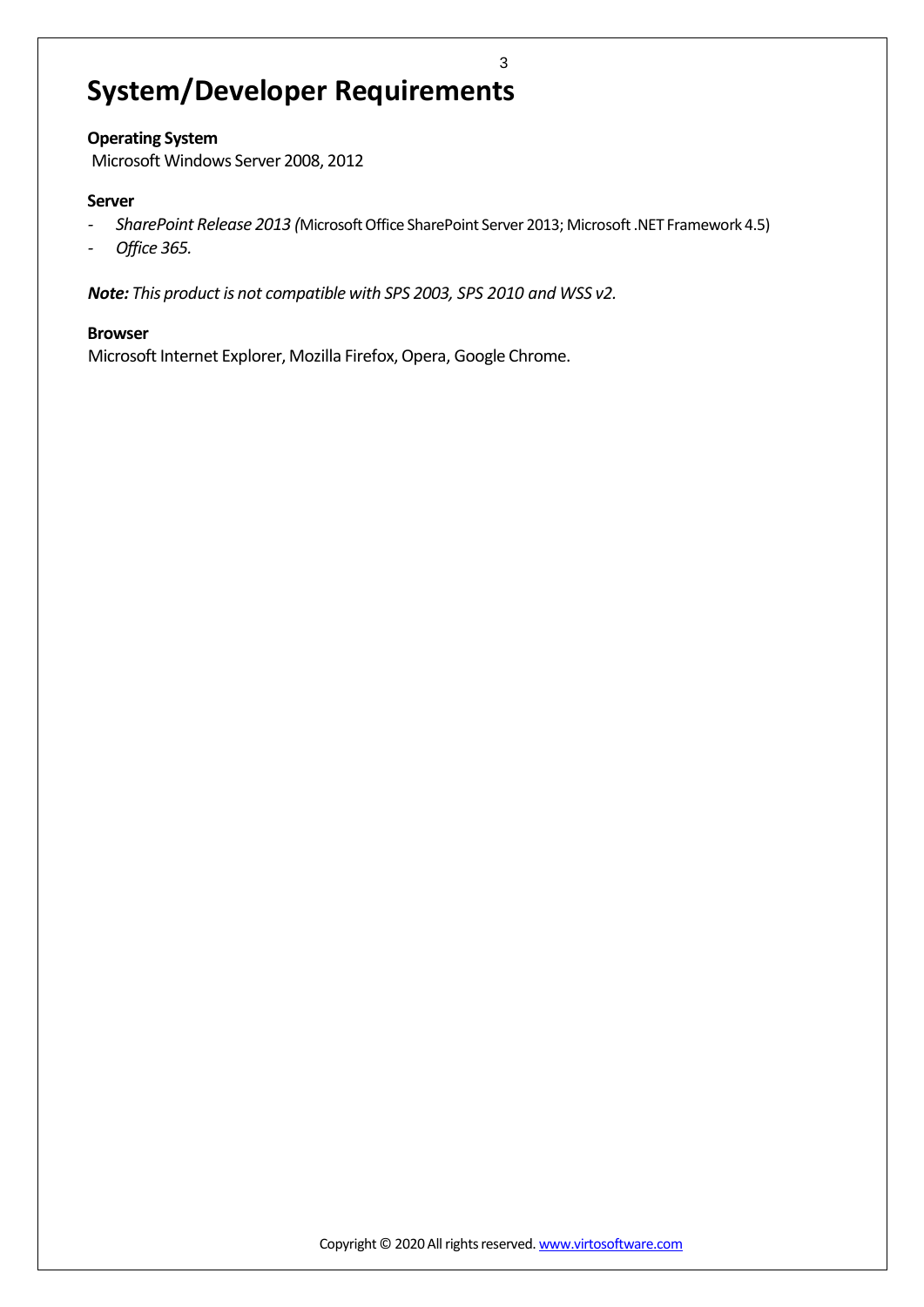# System/Developer Requirements

**Operating System**

Microsoft Windows Server 2008, 2012

**Server**

- *SharePoint Release 2013 (*Microsoft Office SharePoint Server 2013; Microsoft .NET Framework 4.5)
- *Office 365.*

***Note:*** *This product is not compatible with SPS 2003, SPS 2010 and WSS v2.*

**Browser**

Microsoft Internet Explorer, Mozilla Firefox, Opera, Google Chrome.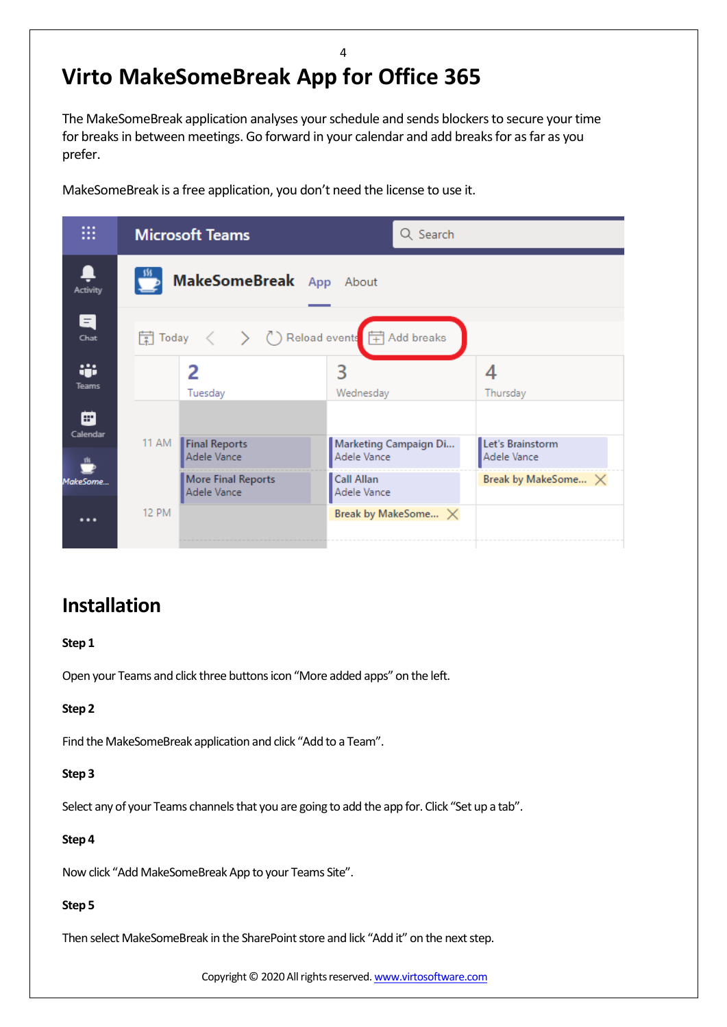# Virto MakeSomeBreak App for Office 365

The MakeSomeBreak application analyses your schedule and sends blockers to secure your time for breaks in between meetings. Go forward in your calendar and add breaks for as far as you prefer.

MakeSomeBreak is a free application, you don't need the license to use it.

## Installation

**Step 1**

Open your Teams and click three buttons icon "More added apps" on the left.

**Step 2**

Find the MakeSomeBreak application and click "Add to a Team".

**Step 3**

Select any of your Teams channels that you are going to add the app for. Click "Set up a tab".

**Step 4**

Now click "Add MakeSomeBreak App to your Teams Site".

**Step 5**

Then select MakeSomeBreak in the SharePoint store and lick "Add it" on the next step.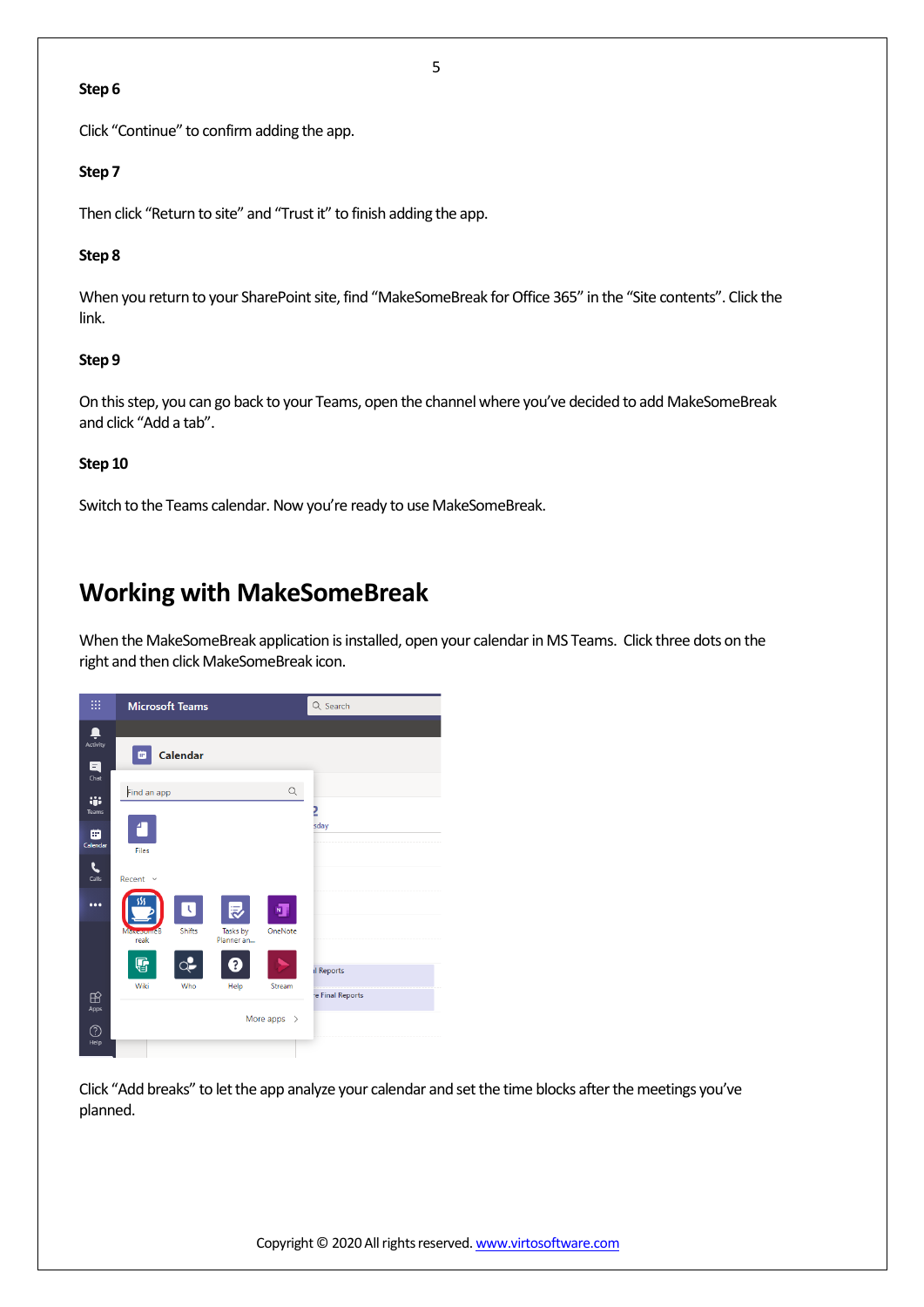**Step 6**

Click "Continue" to confirm adding the app.

**Step 7**

Then click "Return to site" and "Trust it" to finish adding the app.

**Step 8**

When you return to your SharePoint site, find "MakeSomeBreak for Office 365" in the "Site contents". Click the link.

**Step 9**

On this step, you can go back to your Teams, open the channel where you've decided to add MakeSomeBreak and click "Add a tab".

**Step 10**

Switch to the Teams calendar. Now you're ready to use MakeSomeBreak.

## Working with MakeSomeBreak

When the MakeSomeBreak application is installed, open your calendar in MS Teams. Click three dots on the right and then click MakeSomeBreak icon.

Click "Add breaks" to let the app analyze your calendar and set the time blocks after the meetings you've planned.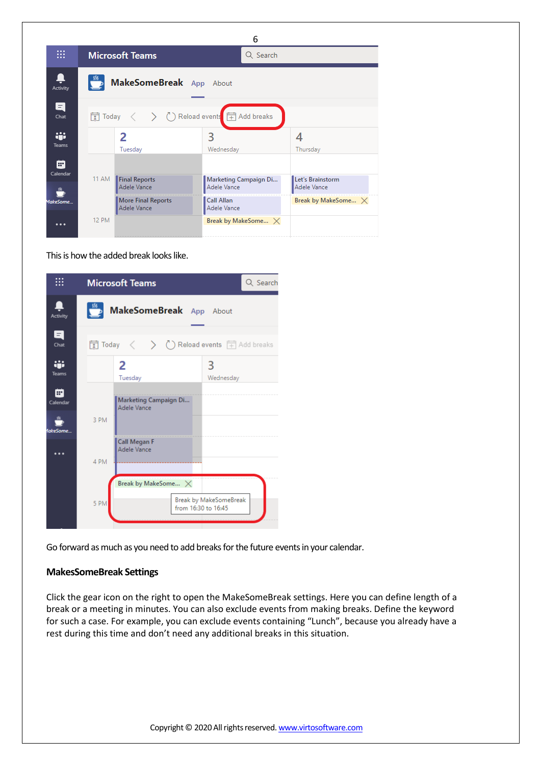This is how the added break looks like.

Go forward as much as you need to add breaks for the future events in your calendar.

**MakesSomeBreak Settings**

Click the gear icon on the right to open the MakeSomeBreak settings. Here you can define length of a break or a meeting in minutes. You can also exclude events from making breaks. Define the keyword for such a case. For example, you can exclude events containing “Lunch”, because you already have a rest during this time and don’t need any additional breaks in this situation.

Copyright © 2020 All rights reserved. www.virtosoftware.com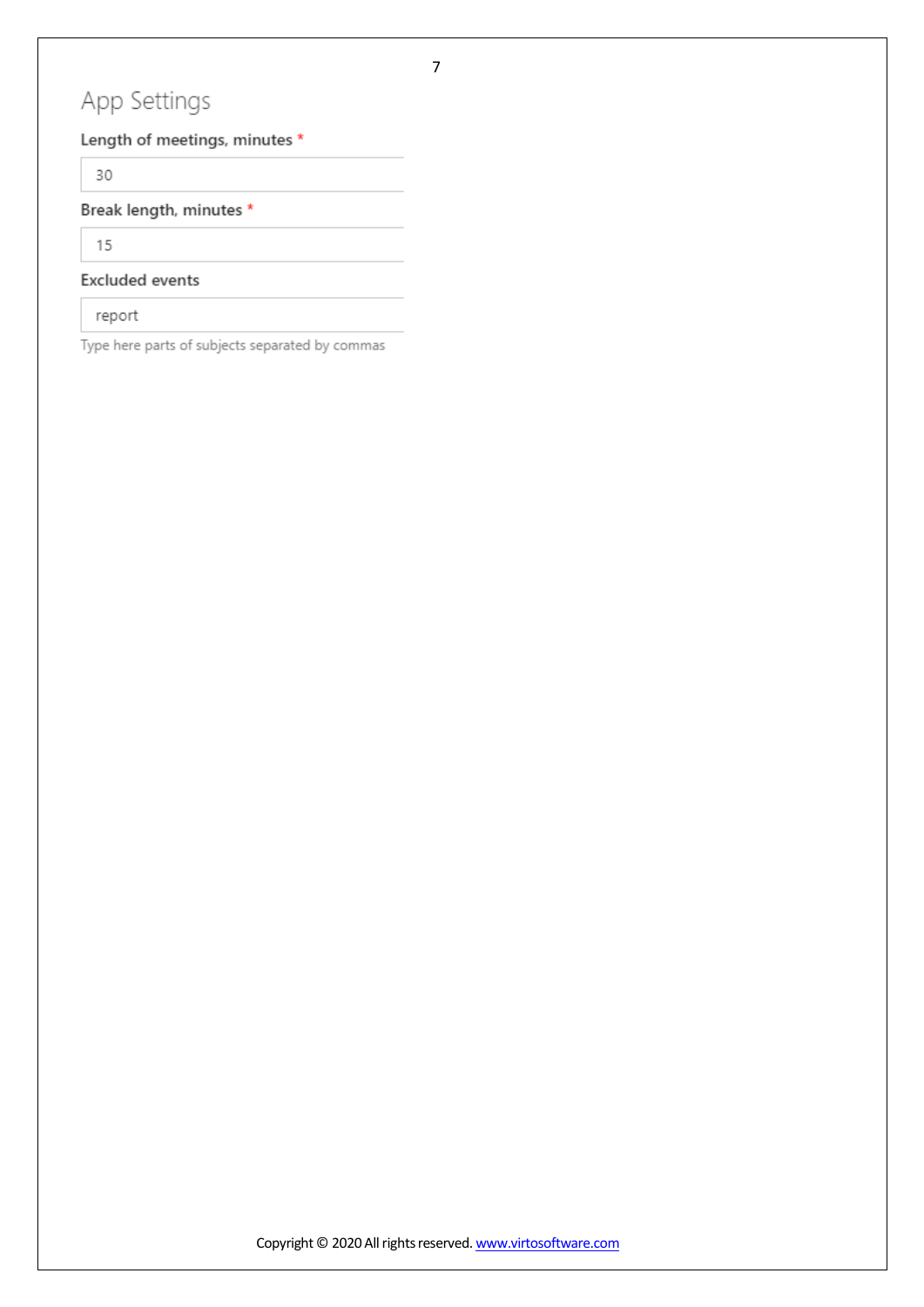## App Settings

Length of meetings, minutes *

30

Break length, minutes *

15

Excluded events

report

Type here parts of subjects separated by commas